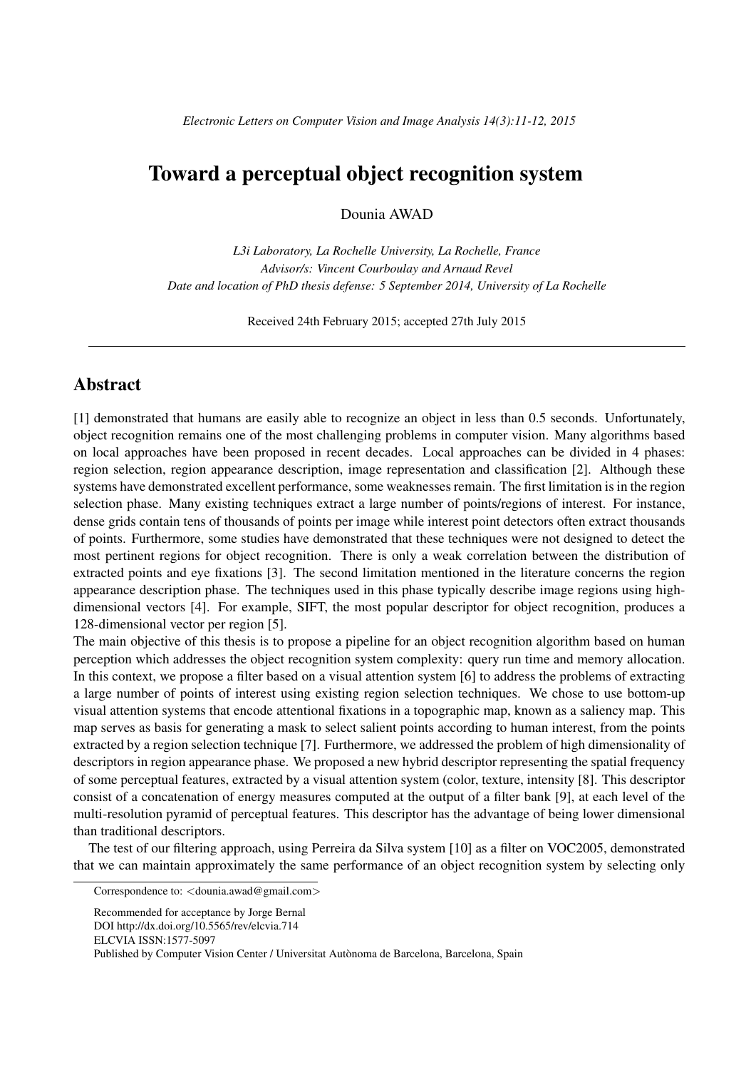# Toward a perceptual object recognition system

Dounia AWAD

*L3i Laboratory, La Rochelle University, La Rochelle, France*
*Advisor/s: Vincent Courboulay and Arnaud Revel*
*Date and location of PhD thesis defense: 5 September 2014, University of La Rochelle*

Received 24th February 2015; accepted 27th July 2015

## Abstract

[1] demonstrated that humans are easily able to recognize an object in less than 0.5 seconds. Unfortunately, object recognition remains one of the most challenging problems in computer vision. Many algorithms based on local approaches have been proposed in recent decades. Local approaches can be divided in 4 phases: region selection, region appearance description, image representation and classification [2]. Although these systems have demonstrated excellent performance, some weaknesses remain. The first limitation is in the region selection phase. Many existing techniques extract a large number of points/regions of interest. For instance, dense grids contain tens of thousands of points per image while interest point detectors often extract thousands of points. Furthermore, some studies have demonstrated that these techniques were not designed to detect the most pertinent regions for object recognition. There is only a weak correlation between the distribution of extracted points and eye fixations [3]. The second limitation mentioned in the literature concerns the region appearance description phase. The techniques used in this phase typically describe image regions using high-dimensional vectors [4]. For example, SIFT, the most popular descriptor for object recognition, produces a 128-dimensional vector per region [5].

The main objective of this thesis is to propose a pipeline for an object recognition algorithm based on human perception which addresses the object recognition system complexity: query run time and memory allocation. In this context, we propose a filter based on a visual attention system [6] to address the problems of extracting a large number of points of interest using existing region selection techniques. We chose to use bottom-up visual attention systems that encode attentional fixations in a topographic map, known as a saliency map. This map serves as basis for generating a mask to select salient points according to human interest, from the points extracted by a region selection technique [7]. Furthermore, we addressed the problem of high dimensionality of descriptors in region appearance phase. We proposed a new hybrid descriptor representing the spatial frequency of some perceptual features, extracted by a visual attention system (color, texture, intensity [8]. This descriptor consist of a concatenation of energy measures computed at the output of a filter bank [9], at each level of the multi-resolution pyramid of perceptual features. This descriptor has the advantage of being lower dimensional than traditional descriptors.

The test of our filtering approach, using Perreira da Silva system [10] as a filter on VOC2005, demonstrated that we can maintain approximately the same performance of an object recognition system by selecting only

---

Correspondence to: <dounia.awad@gmail.com>

Recommended for acceptance by Jorge Bernal
DOI http://dx.doi.org/10.5565/rev/elcvia.714
ELCVIA ISSN:1577-5097
Published by Computer Vision Center / Universitat Autònoma de Barcelona, Barcelona, Spain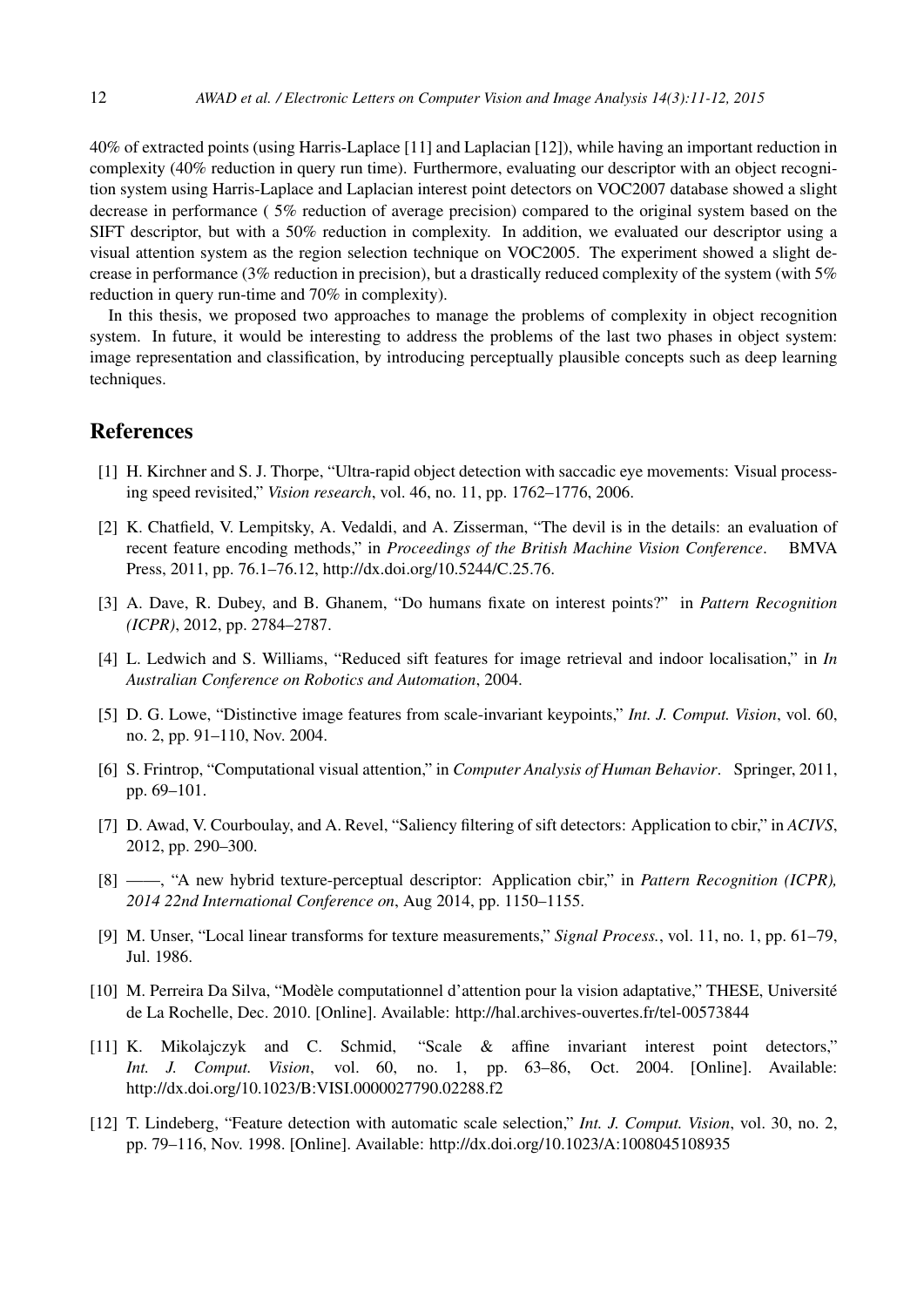40% of extracted points (using Harris-Laplace [11] and Laplacian [12]), while having an important reduction in complexity (40% reduction in query run time). Furthermore, evaluating our descriptor with an object recognition system using Harris-Laplace and Laplacian interest point detectors on VOC2007 database showed a slight decrease in performance ( 5% reduction of average precision) compared to the original system based on the SIFT descriptor, but with a 50% reduction in complexity. In addition, we evaluated our descriptor using a visual attention system as the region selection technique on VOC2005. The experiment showed a slight decrease in performance (3% reduction in precision), but a drastically reduced complexity of the system (with 5% reduction in query run-time and 70% in complexity).

In this thesis, we proposed two approaches to manage the problems of complexity in object recognition system. In future, it would be interesting to address the problems of the last two phases in object system: image representation and classification, by introducing perceptually plausible concepts such as deep learning techniques.

## References

[1] H. Kirchner and S. J. Thorpe, "Ultra-rapid object detection with saccadic eye movements: Visual processing speed revisited," *Vision research*, vol. 46, no. 11, pp. 1762–1776, 2006.

[2] K. Chatfield, V. Lempitsky, A. Vedaldi, and A. Zisserman, "The devil is in the details: an evaluation of recent feature encoding methods," in *Proceedings of the British Machine Vision Conference*. BMVA Press, 2011, pp. 76.1–76.12, http://dx.doi.org/10.5244/C.25.76.

[3] A. Dave, R. Dubey, and B. Ghanem, "Do humans fixate on interest points?" in *Pattern Recognition (ICPR)*, 2012, pp. 2784–2787.

[4] L. Ledwich and S. Williams, "Reduced sift features for image retrieval and indoor localisation," in *In Australian Conference on Robotics and Automation*, 2004.

[5] D. G. Lowe, "Distinctive image features from scale-invariant keypoints," *Int. J. Comput. Vision*, vol. 60, no. 2, pp. 91–110, Nov. 2004.

[6] S. Frintrop, "Computational visual attention," in *Computer Analysis of Human Behavior*. Springer, 2011, pp. 69–101.

[7] D. Awad, V. Courboulay, and A. Revel, "Saliency filtering of sift detectors: Application to cbir," in *ACIVS*, 2012, pp. 290–300.

[8] ——, "A new hybrid texture-perceptual descriptor: Application cbir," in *Pattern Recognition (ICPR), 2014 22nd International Conference on*, Aug 2014, pp. 1150–1155.

[9] M. Unser, "Local linear transforms for texture measurements," *Signal Process.*, vol. 11, no. 1, pp. 61–79, Jul. 1986.

[10] M. Perreira Da Silva, "Modèle computationnel d'attention pour la vision adaptative," THESE, Université de La Rochelle, Dec. 2010. [Online]. Available: http://hal.archives-ouvertes.fr/tel-00573844

[11] K. Mikolajczyk and C. Schmid, "Scale & affine invariant interest point detectors," *Int. J. Comput. Vision*, vol. 60, no. 1, pp. 63–86, Oct. 2004. [Online]. Available: http://dx.doi.org/10.1023/B:VISI.0000027790.02288.f2

[12] T. Lindeberg, "Feature detection with automatic scale selection," *Int. J. Comput. Vision*, vol. 30, no. 2, pp. 79–116, Nov. 1998. [Online]. Available: http://dx.doi.org/10.1023/A:1008045108935